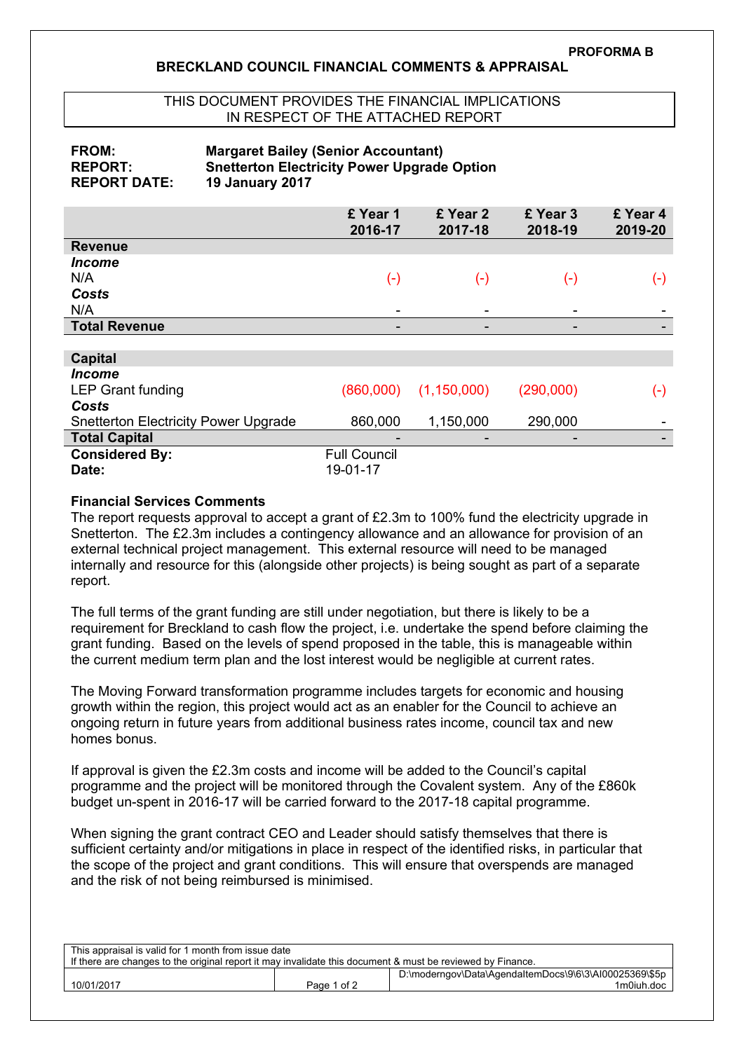**PROFORMA B**

## BRECKLAND COUNCIL FINANCIAL COMMENTS & APPRAISAL

THIS DOCUMENT PROVIDES THE FINANCIAL IMPLICATIONS IN RESPECT OF THE ATTACHED REPORT

**FROM:** **Margaret Bailey (Senior Accountant)**
**REPORT:** **Snetterton Electricity Power Upgrade Option**
**REPORT DATE:** **19 January 2017**

| | £ Year 1 2016-17 | £ Year 2 2017-18 | £ Year 3 2018-19 | £ Year 4 2019-20 |
|---|---|---|---|---|
| **Revenue** | | | | |
| ***Income*** | | | | |
| N/A | (-) | (-) | (-) | (-) |
| ***Costs*** | | | | |
| N/A | - | - | - | - |
| **Total Revenue** | - | - | - | - |
| | | | | |
| **Capital** | | | | |
| ***Income*** | | | | |
| LEP Grant funding | (860,000) | (1,150,000) | (290,000) | (-) |
| ***Costs*** | | | | |
| Snetterton Electricity Power Upgrade | 860,000 | 1,150,000 | 290,000 | - |
| **Total Capital** | - | - | - | - |
| **Considered By:** | Full Council | | | |
| **Date:** | 19-01-17 | | | |

**Financial Services Comments**

The report requests approval to accept a grant of £2.3m to 100% fund the electricity upgrade in Snetterton. The £2.3m includes a contingency allowance and an allowance for provision of an external technical project management. This external resource will need to be managed internally and resource for this (alongside other projects) is being sought as part of a separate report.

The full terms of the grant funding are still under negotiation, but there is likely to be a requirement for Breckland to cash flow the project, i.e. undertake the spend before claiming the grant funding. Based on the levels of spend proposed in the table, this is manageable within the current medium term plan and the lost interest would be negligible at current rates.

The Moving Forward transformation programme includes targets for economic and housing growth within the region, this project would act as an enabler for the Council to achieve an ongoing return in future years from additional business rates income, council tax and new homes bonus.

If approval is given the £2.3m costs and income will be added to the Council's capital programme and the project will be monitored through the Covalent system. Any of the £860k budget un-spent in 2016-17 will be carried forward to the 2017-18 capital programme.

When signing the grant contract CEO and Leader should satisfy themselves that there is sufficient certainty and/or mitigations in place in respect of the identified risks, in particular that the scope of the project and grant conditions. This will ensure that overspends are managed and the risk of not being reimbursed is minimised.

This appraisal is valid for 1 month from issue date
If there are changes to the original report it may invalidate this document & must be reviewed by Finance.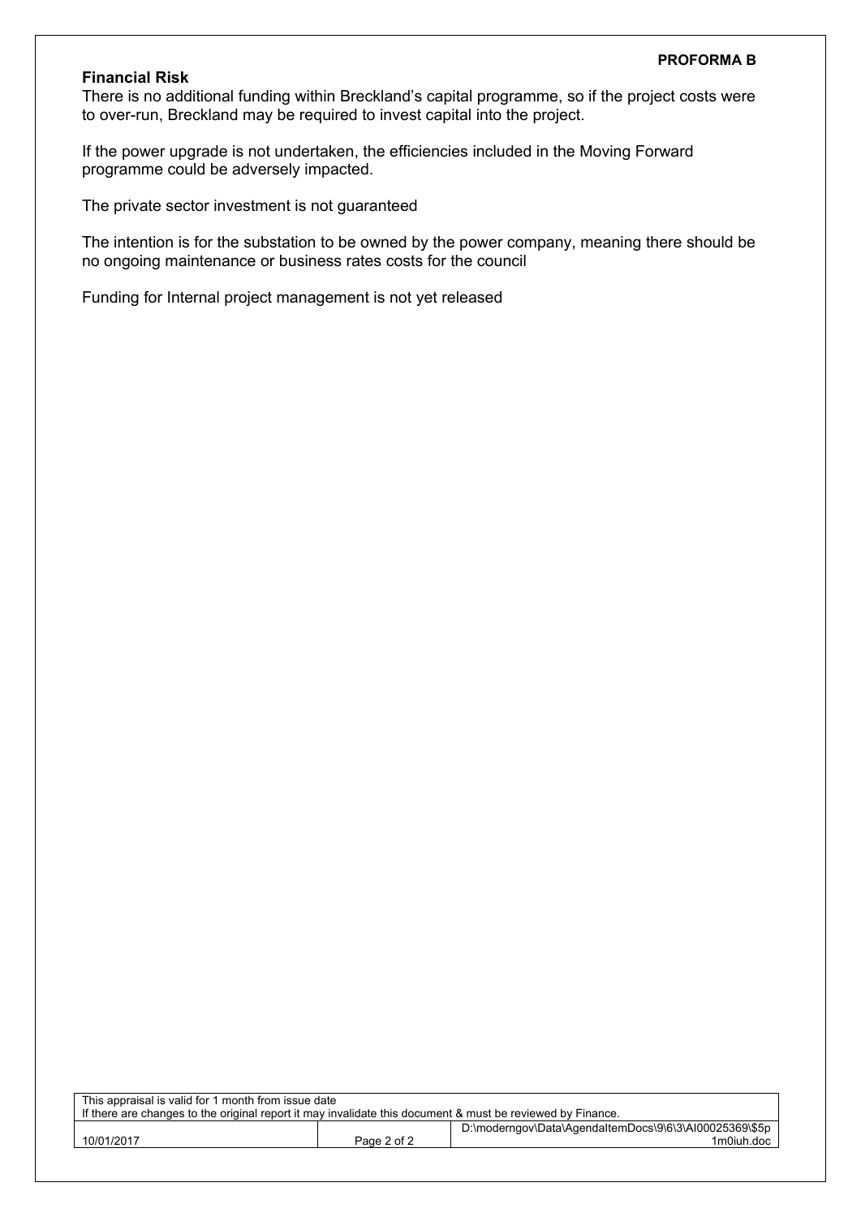### Financial Risk

There is no additional funding within Breckland's capital programme, so if the project costs were to over-run, Breckland may be required to invest capital into the project.

If the power upgrade is not undertaken, the efficiencies included in the Moving Forward programme could be adversely impacted.

The private sector investment is not guaranteed

The intention is for the substation to be owned by the power company, meaning there should be no ongoing maintenance or business rates costs for the council

Funding for Internal project management is not yet released